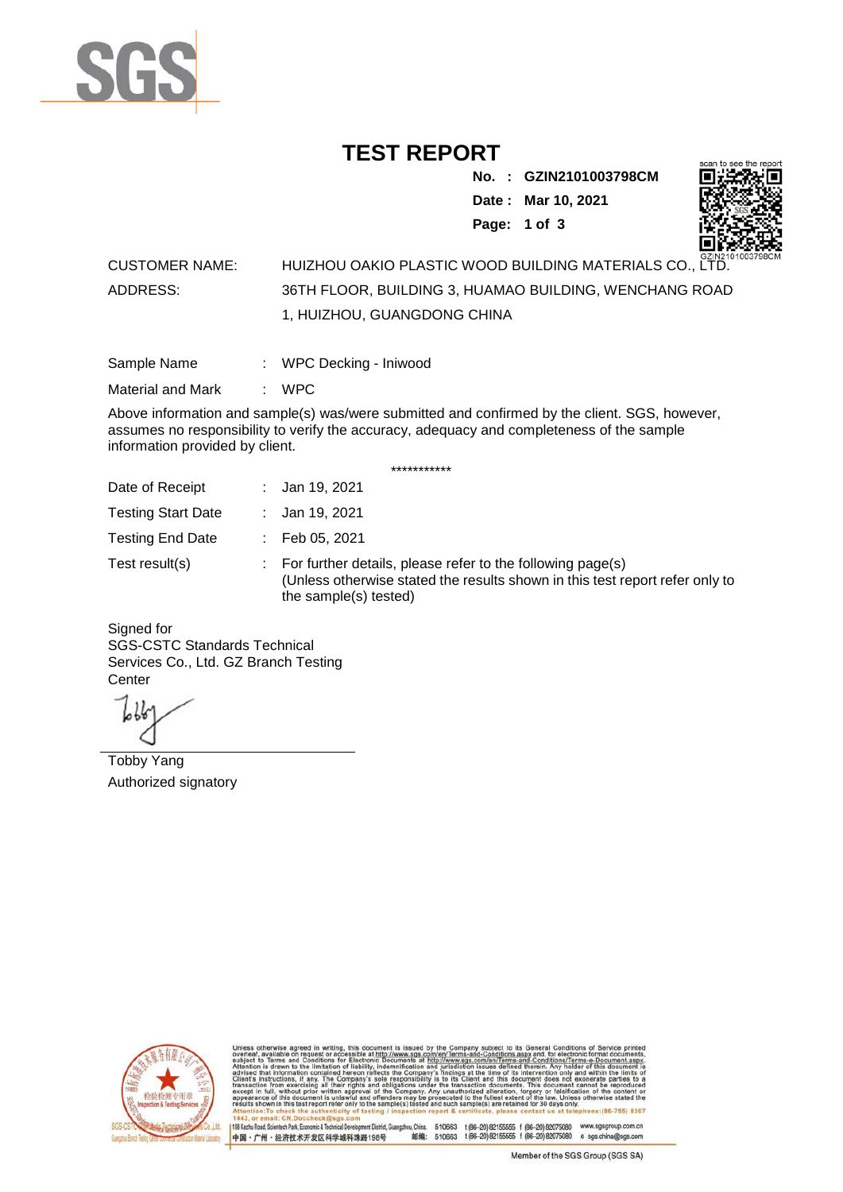# TEST REPORT

**No. : GZIN2101003798CM**

**Date : Mar 10, 2021**

CUSTOMER NAME: HUIZHOU OAKIO PLASTIC WOOD BUILDING MATERIALS CO., LTD.

ADDRESS: 36TH FLOOR, BUILDING 3, HUAMAO BUILDING, WENCHANG ROAD 1, HUIZHOU, GUANGDONG CHINA

Sample Name : WPC Decking - Iniwood

Material and Mark : WPC

Above information and sample(s) was/were submitted and confirmed by the client. SGS, however, assumes no responsibility to verify the accuracy, adequacy and completeness of the sample information provided by client.

***********

Date of Receipt : Jan 19, 2021

Testing Start Date : Jan 19, 2021

Testing End Date : Feb 05, 2021

Test result(s) : For further details, please refer to the following page(s)
(Unless otherwise stated the results shown in this test report refer only to the sample(s) tested)

Signed for
SGS-CSTC Standards Technical Services Co., Ltd. GZ Branch Testing Center

Tobby Yang
Authorized signatory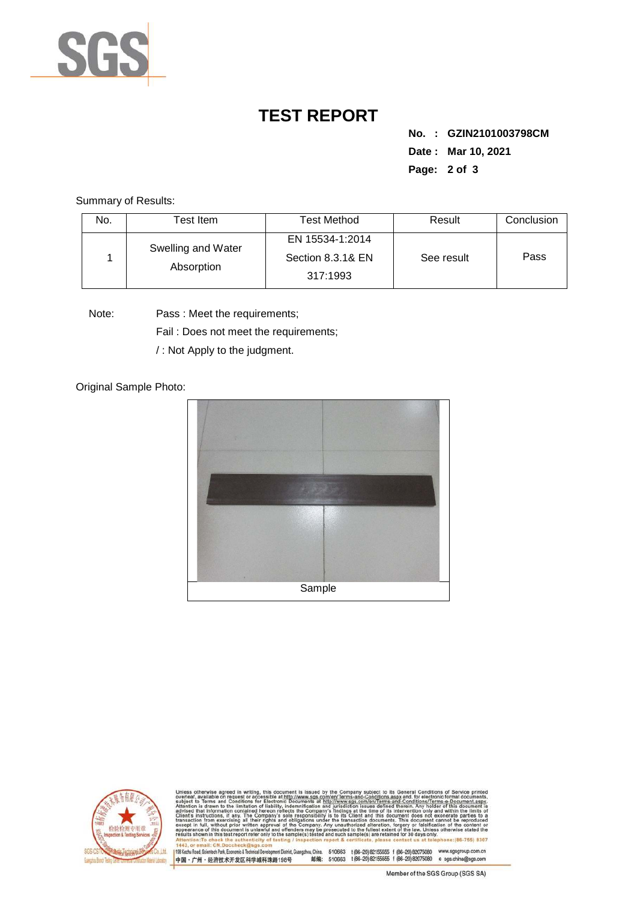# TEST REPORT

**No. : GZIN2101003798CM**

**Date : Mar 10, 2021**

Summary of Results:

| No. | Test Item | Test Method | Result | Conclusion |
|---|---|---|---|---|
| 1 | Swelling and Water Absorption | EN 15534-1:2014 Section 8.3.1& EN 317:1993 | See result | Pass |

Note: Pass : Meet the requirements;

Fail : Does not meet the requirements;

/ : Not Apply to the judgment.

Original Sample Photo:

Sample

Unless otherwise agreed in writing, this document is issued by the Company subject to its General Conditions of Service printed overleaf, available on request or accessible at http://www.sgs.com/en/Terms-and-Conditions.aspx and, for electronic format documents, subject to Terms and Conditions for Electronic Documents at http://www.sgs.com/en/Terms-and-Conditions/Terms-e-Document.aspx. Attention is drawn to the limitation of liability, indemnification and jurisdiction issues defined therein. Any holder of this document is advised that information contained hereon reflects the Company's findings at the time of its intervention only and within the limits of Client's instructions, if any. The Company's sole responsibility is to its Client and this document does not exonerate parties to a transaction from exercising all their rights and obligations under the transaction documents. This document cannot be reproduced except in full, without prior written approval of the Company. Any unauthorized alteration, forgery or falsification of the content or appearance of this document is unlawful and offenders may be prosecuted to the fullest extent of the law. Unless otherwise stated the results shown in this test report refer only to the sample(s) tested and such sample(s) are retained for 30 days only.

Attention:To check the authenticity of testing / inspection report & certificate, please contact us at telephone:(86-755) 8307 1443, or email: CN.Doccheck@sgs.com

198 Kezhu Road, Scientech Park, Economic & Technical Development District, Guangzhou, China. 510663 t (86-20) 82155555 f (86-20) 82075080 www.sgsgroup.com.cn

中国・广州・经济技术开发区科学城科珠路198号 邮编: 510663 t (86-20) 82155555 f (86-20) 82075080 e sgs.china@sgs.com

Member of the SGS Group (SGS SA)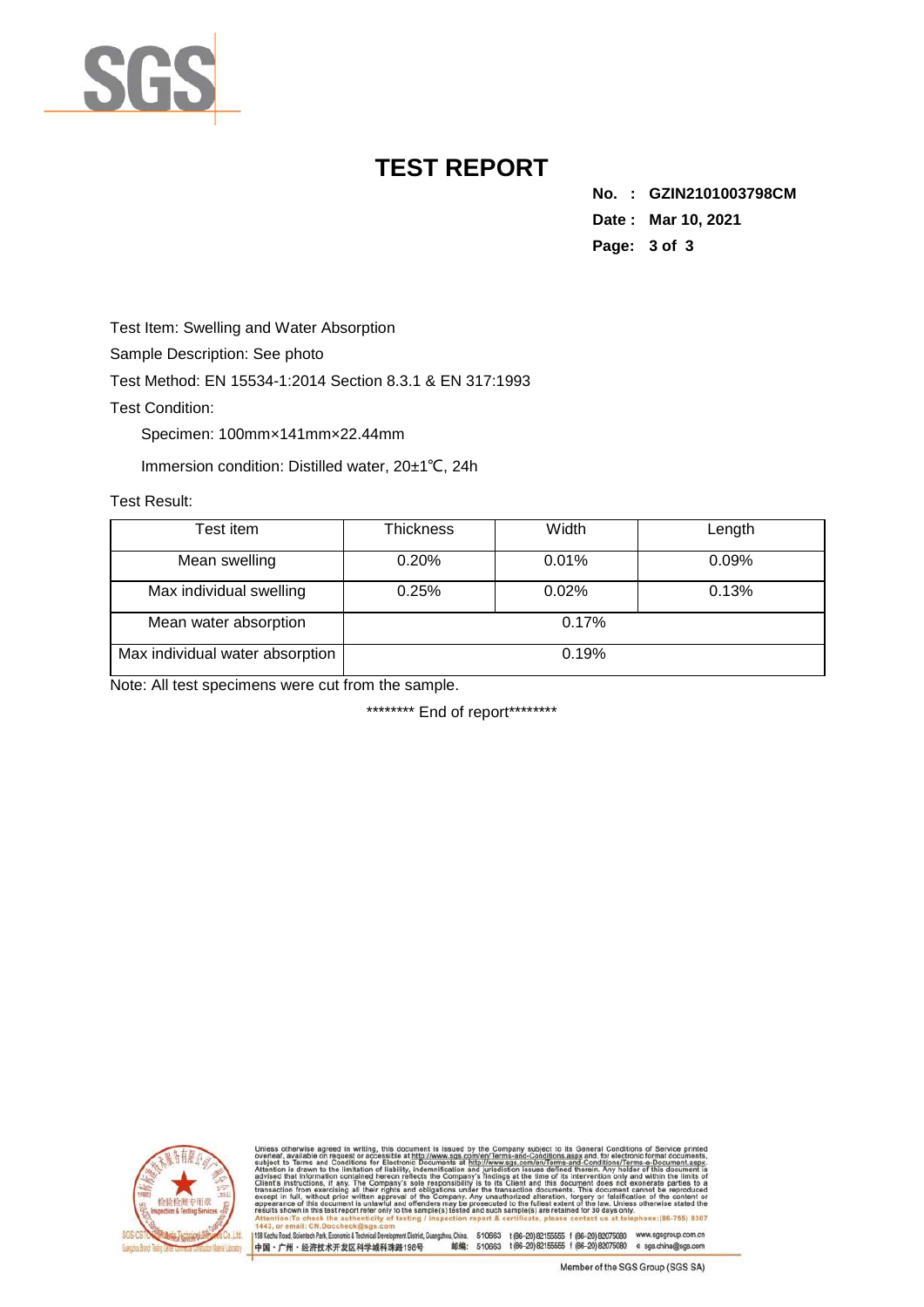# TEST REPORT

**No. : GZIN2101003798CM**

**Date : Mar 10, 2021**

Test Item: Swelling and Water Absorption

Sample Description: See photo

Test Method: EN 15534-1:2014 Section 8.3.1 & EN 317:1993

Test Condition:

Specimen: 100mm×141mm×22.44mm

Immersion condition: Distilled water, 20±1℃, 24h

Test Result:

| Test item | Thickness | Width | Length |
|---|---|---|---|
| Mean swelling | 0.20% | 0.01% | 0.09% |
| Max individual swelling | 0.25% | 0.02% | 0.13% |
| Mean water absorption | 0.17% | | |
| Max individual water absorption | 0.19% | | |

Note: All test specimens were cut from the sample.

******** End of report********

Unless otherwise agreed in writing, this document is issued by the Company subject to its General Conditions of Service printed overleaf, available on request or accessible at http://www.sgs.com/en/Terms-and-Conditions.aspx and, for electronic format documents, subject to Terms and Conditions for Electronic Documents at http://www.sgs.com/en/Terms-and-Conditions/Terms-e-Document.aspx. Attention is drawn to the limitation of liability, indemnification and jurisdiction issues defined therein. Any holder of this document is advised that information contained hereon reflects the Company's findings at the time of its intervention only and within the limits of Client's instructions, if any. The Company's sole responsibility is to its Client and this document does not exonerate parties to a transaction from exercising all their rights and obligations under the transaction documents. This document cannot be reproduced except in full, without prior written approval of the Company. Any unauthorized alteration, forgery or falsification of the content or appearance of this document is unlawful and offenders may be prosecuted to the fullest extent of the law. Unless otherwise stated the results shown in this test report refer only to the sample(s) tested and such sample(s) are retained for 30 days only.
Attention:To check the authenticity of testing / inspection report & certificate, please contact us at telephone:(86-755) 8307 1443, or email: CN.Doccheck@sgs.com

198 Kezhu Road, Scientech Park, Economic & Technical Development District, Guangzhou, China. 510663 t (86-20) 82155555 f (86-20) 82075080 www.sgsgroup.com.cn
中国・广州・经济技术开发区科学城科珠路198号 邮编: 510663 t (86-20) 82155555 f (86-20) 82075080 e sgs.china@sgs.com

Member of the SGS Group (SGS SA)